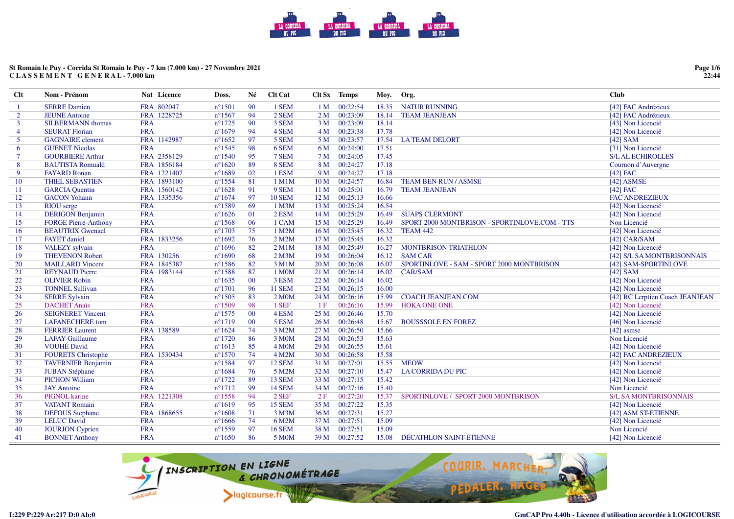**St Romain le Puy - Corrida St Romain le Puy - 7 km (7.000 km) - 27 Novembre 2021**
**C L A S S E M E N T   G E N E R A L - 7.000 km**

| Clt | Nom - Prénom | Nat | Licence | Doss. | Né | Clt Cat | Clt Sx | Temps | Moy. | Org. | Club |
|---|---|---|---|---|---|---|---|---|---|---|---|
| 1 | SERRE Damien | FRA | 802047 | n°1501 | 90 | 1 SEM | 1 M | 00:22:54 | 18.35 | NATUR'RUNNING | [42] FAC Andrézieux |
| 2 | JEUNE Antoine | FRA | 1228725 | n°1567 | 94 | 2 SEM | 2 M | 00:23:09 | 18.14 | TEAM JEANJEAN | [42] FAC Andrézieux |
| 3 | SILBERMANN thomas | FRA | | n°1725 | 90 | 3 SEM | 3 M | 00:23:09 | 18.14 | | [43] Non Licencié |
| 4 | SEURAT Florian | FRA | | n°1679 | 94 | 4 SEM | 4 M | 00:23:38 | 17.78 | | [42] Non Licencié |
| 5 | GAGNAIRE clement | FRA | 1142987 | n°1652 | 97 | 5 SEM | 5 M | 00:23:57 | 17.54 | LA TEAM DELORT | [42] SAM |
| 6 | GUENET Nicolas | FRA | | n°1545 | 98 | 6 SEM | 6 M | 00:24:00 | 17.51 | | [31] Non Licencié |
| 7 | GOURBIERE Arthur | FRA | 2358129 | n°1540 | 95 | 7 SEM | 7 M | 00:24:05 | 17.45 | | S/L AL ECHIROLLES |
| 8 | BAUTISTA Romuald | FRA | 1856184 | n°1620 | 89 | 8 SEM | 8 M | 00:24:27 | 17.18 | | Cournon d'Auvergne |
| 9 | FAYARD Ronan | FRA | 1221407 | n°1689 | 02 | 1 ESM | 9 M | 00:24:27 | 17.18 | | [42] FAC |
| 10 | THIEL SEBASTIEN | FRA | 1893100 | n°1554 | 81 | 1 M1M | 10 M | 00:24:57 | 16.84 | TEAM BEN RUN / ASMSE | [42] ASMSE |
| 11 | GARCIA Quentin | FRA | 1560142 | n°1628 | 91 | 9 SEM | 11 M | 00:25:01 | 16.79 | TEAM JEANJEAN | [42] FAC |
| 12 | GACON Yohann | FRA | 1335356 | n°1674 | 97 | 10 SEM | 12 M | 00:25:13 | 16.66 | | FAC ANDREZIEUX |
| 13 | RIOU serge | FRA | | n°1589 | 69 | 1 M3M | 13 M | 00:25:24 | 16.54 | | [42] Non Licencié |
| 14 | DERIGON Benjamin | FRA | | n°1626 | 01 | 2 ESM | 14 M | 00:25:29 | 16.49 | SUAPS CLERMONT | [42] Non Licencié |
| 15 | FORGE Pierre-Anthony | FRA | | n°1568 | 06 | 1 CAM | 15 M | 00:25:29 | 16.49 | SPORT 2000 MONTBRISON - SPORTINLOVE.COM - TTS | Non Licencié |
| 16 | BEAUTRIX Gwenael | FRA | | n°1703 | 75 | 1 M2M | 16 M | 00:25:45 | 16.32 | TEAM 442 | [42] Non Licencié |
| 17 | FAYET daniel | FRA | 1833256 | n°1692 | 76 | 2 M2M | 17 M | 00:25:45 | 16.32 | | [42] CAR/SAM |
| 18 | VALEZY sylvain | FRA | | n°1696 | 82 | 2 M1M | 18 M | 00:25:49 | 16.27 | MONTBRISON TRIATHLON | [42] Non Licencié |
| 19 | THEVENON Robert | FRA | 130256 | n°1690 | 68 | 2 M3M | 19 M | 00:26:04 | 16.12 | SAM CAR | [42] S/L SA MONTBRISONNAIS |
| 20 | MAILLARD Vincent | FRA | 1845387 | n°1586 | 82 | 3 M1M | 20 M | 00:26:08 | 16.07 | SPORTINLOVE - SAM - SPORT 2000 MONTBRISON | [42] SAM-SPORTINLOVE |
| 21 | REYNAUD Pierre | FRA | 1983144 | n°1588 | 87 | 1 M0M | 21 M | 00:26:14 | 16.02 | CAR/SAM | [42] SAM |
| 22 | OLIVIER Robin | FRA | | n°1635 | 00 | 3 ESM | 22 M | 00:26:14 | 16.02 | | [42] Non Licencié |
| 23 | TONNEL Sullivan | FRA | | n°1701 | 96 | 11 SEM | 23 M | 00:26:15 | 16.00 | | [42] Non Licencié |
| 24 | SERRE Sylvain | FRA | | n°1505 | 83 | 2 M0M | 24 M | 00:26:16 | 15.99 | COACH JEANJEAN.COM | [42] RC Lerptien Coach JEANJEAN |
| 25 | DACHET Anaïs | FRA | | n°1509 | 98 | 1 SEF | 1 F | 00:26:16 | 15.99 | HOKA ONE ONE | [42] Non Licencié |
| 26 | SEIGNERET Vincent | FRA | | n°1575 | 00 | 4 ESM | 25 M | 00:26:46 | 15.70 | | [42] Non Licencié |
| 27 | LAFANECHERE tom | FRA | | n°1719 | 00 | 5 ESM | 26 M | 00:26:48 | 15.67 | BOUSSSOLE EN FOREZ | [46] Non Licencié |
| 28 | FERRIER Laurent | FRA | 138589 | n°1624 | 74 | 3 M2M | 27 M | 00:26:50 | 15.66 | | [42] asmse |
| 29 | LAFAY Guillaume | FRA | | n°1720 | 86 | 3 M0M | 28 M | 00:26:53 | 15.63 | | Non Licencié |
| 30 | VOUHÉ David | FRA | | n°1613 | 85 | 4 M0M | 29 M | 00:26:55 | 15.61 | | [42] Non Licencié |
| 31 | FOURETS Christophe | FRA | 1530434 | n°1570 | 74 | 4 M2M | 30 M | 00:26:58 | 15.58 | | [42] FAC ANDREZIEUX |
| 32 | TAVERNIER Benjamin | FRA | | n°1584 | 97 | 12 SEM | 31 M | 00:27:01 | 15.55 | MEOW | [42] Non Licencié |
| 33 | JUBAN Stéphane | FRA | | n°1684 | 76 | 5 M2M | 32 M | 00:27:10 | 15.47 | LA CORRIDA DU PIC | [42] Non Licencié |
| 34 | PICHON William | FRA | | n°1722 | 89 | 13 SEM | 33 M | 00:27:15 | 15.42 | | [42] Non Licencié |
| 35 | JAY Antoine | FRA | | n°1712 | 99 | 14 SEM | 34 M | 00:27:16 | 15.40 | | Non Licencié |
| 36 | PIGNOL karine | FRA | 1221308 | n°1558 | 94 | 2 SEF | 2 F | 00:27:20 | 15.37 | SPORTINLOVE / SPORT 2000 MONTBRISON | S/L SA MONTBRISONNAIS |
| 37 | VATANT Romain | FRA | | n°1619 | 95 | 15 SEM | 35 M | 00:27:22 | 15.35 | | [42] Non Licencié |
| 38 | DEFOUS Stephane | FRA | 1868655 | n°1608 | 71 | 3 M3M | 36 M | 00:27:31 | 15.27 | | [42] ASM ST-ETIENNE |
| 39 | LELUC David | FRA | | n°1666 | 74 | 6 M2M | 37 M | 00:27:51 | 15.09 | | [42] Non Licencié |
| 40 | JOURJON Cyprien | FRA | | n°1559 | 97 | 16 SEM | 38 M | 00:27:51 | 15.09 | | Non Licencié |
| 41 | BONNET Anthony | FRA | | n°1650 | 86 | 5 M0M | 39 M | 00:27:52 | 15.08 | DÉCATHLON SAINT-ÉTIENNE | [42] Non Licencié |

I:229 P:229 Ar:217 D:0 Ab:0

GmCAP Pro 4.40h - Licence d'utilisation accordée à LOGICOURSE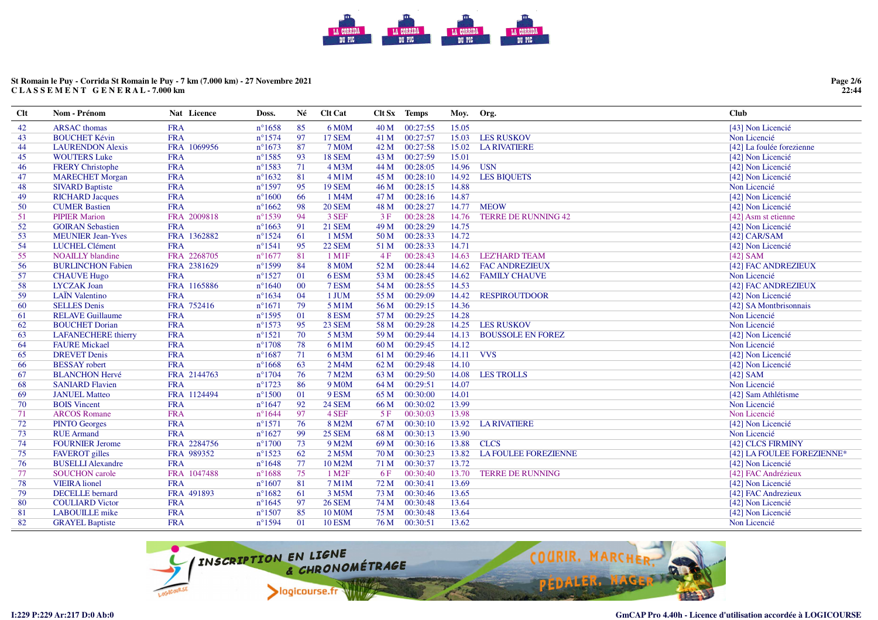St Romain le Puy - Corrida St Romain le Puy - 7 km (7.000 km) - 27 Novembre 2021
**C L A S S E M E N T   G E N E R A L - 7.000 km**

| Clt | Nom - Prénom | Nat | Licence | Doss. | Né | Clt Cat | Clt Sx | Temps | Moy. | Org. | Club |
|---|---|---|---|---|---|---|---|---|---|---|---|
| 42 | ARSAC thomas | FRA | | n°1658 | 85 | 6 M0M | 40 M | 00:27:55 | 15.05 | | [43] Non Licencié |
| 43 | BOUCHET Kévin | FRA | | n°1574 | 97 | 17 SEM | 41 M | 00:27:57 | 15.03 | LES RUSKOV | Non Licencié |
| 44 | LAURENDON Alexis | FRA | 1069956 | n°1673 | 87 | 7 M0M | 42 M | 00:27:58 | 15.02 | LA RIVATIERE | [42] La foulée forezienne |
| 45 | WOUTERS Luke | FRA | | n°1585 | 93 | 18 SEM | 43 M | 00:27:59 | 15.01 | | [42] Non Licencié |
| 46 | FRERY Christophe | FRA | | n°1583 | 71 | 4 M3M | 44 M | 00:28:05 | 14.96 | USN | [42] Non Licencié |
| 47 | MARECHET Morgan | FRA | | n°1632 | 81 | 4 M1M | 45 M | 00:28:10 | 14.92 | LES BIQUETS | [42] Non Licencié |
| 48 | SIVARD Baptiste | FRA | | n°1597 | 95 | 19 SEM | 46 M | 00:28:15 | 14.88 | | Non Licencié |
| 49 | RICHARD Jacques | FRA | | n°1600 | 66 | 1 M4M | 47 M | 00:28:16 | 14.87 | | [42] Non Licencié |
| 50 | CUMER Bastien | FRA | | n°1662 | 98 | 20 SEM | 48 M | 00:28:27 | 14.77 | MEOW | [42] Non Licencié |
| 51 | PIPIER Marion | FRA | 2009818 | n°1539 | 94 | 3 SEF | 3 F | 00:28:28 | 14.76 | TERRE DE RUNNING 42 | [42] Asm st etienne |
| 52 | GOIRAN Sebastien | FRA | | n°1663 | 91 | 21 SEM | 49 M | 00:28:29 | 14.75 | | [42] Non Licencié |
| 53 | MEUNIER Jean-Yves | FRA | 1362882 | n°1524 | 61 | 1 M5M | 50 M | 00:28:33 | 14.72 | | [42] CAR/SAM |
| 54 | LUCHEL Clément | FRA | | n°1541 | 95 | 22 SEM | 51 M | 00:28:33 | 14.71 | | [42] Non Licencié |
| 55 | NOAILLY blandine | FRA | 2268705 | n°1677 | 81 | 1 M1F | 4 F | 00:28:43 | 14.63 | LEZ'HARD TEAM | [42] SAM |
| 56 | BURLINCHON Fabien | FRA | 2381629 | n°1599 | 84 | 8 M0M | 52 M | 00:28:44 | 14.62 | FAC ANDREZIEUX | [42] FAC ANDREZIEUX |
| 57 | CHAUVE Hugo | FRA | | n°1527 | 01 | 6 ESM | 53 M | 00:28:45 | 14.62 | FAMILY CHAUVE | Non Licencié |
| 58 | LYCZAK Joan | FRA | 1165886 | n°1640 | 00 | 7 ESM | 54 M | 00:28:55 | 14.53 | | [42] FAC ANDREZIEUX |
| 59 | LAÏN Valentino | FRA | | n°1634 | 04 | 1 JUM | 55 M | 00:29:09 | 14.42 | RESPIROUTDOOR | [42] Non Licencié |
| 60 | SELLES Denis | FRA | 752416 | n°1671 | 79 | 5 M1M | 56 M | 00:29:15 | 14.36 | | [42] SA Montbrisonnais |
| 61 | RELAVE Guillaume | FRA | | n°1595 | 01 | 8 ESM | 57 M | 00:29:25 | 14.28 | | Non Licencié |
| 62 | BOUCHET Dorian | FRA | | n°1573 | 95 | 23 SEM | 58 M | 00:29:28 | 14.25 | LES RUSKOV | Non Licencié |
| 63 | LAFANECHERE thierry | FRA | | n°1521 | 70 | 5 M3M | 59 M | 00:29:44 | 14.13 | BOUSSOLE EN FOREZ | [42] Non Licencié |
| 64 | FAURE Mickael | FRA | | n°1708 | 78 | 6 M1M | 60 M | 00:29:45 | 14.12 | | Non Licencié |
| 65 | DREVET Denis | FRA | | n°1687 | 71 | 6 M3M | 61 M | 00:29:46 | 14.11 | VVS | [42] Non Licencié |
| 66 | BESSAY robert | FRA | | n°1668 | 63 | 2 M4M | 62 M | 00:29:48 | 14.10 | | [42] Non Licencié |
| 67 | BLANCHON Hervé | FRA | 2144763 | n°1704 | 76 | 7 M2M | 63 M | 00:29:50 | 14.08 | LES TROLLS | [42] SAM |
| 68 | SANIARD Flavien | FRA | | n°1723 | 86 | 9 M0M | 64 M | 00:29:51 | 14.07 | | Non Licencié |
| 69 | JANUEL Matteo | FRA | 1124494 | n°1500 | 01 | 9 ESM | 65 M | 00:30:00 | 14.01 | | [42] Sam Athlétisme |
| 70 | BOIS Vincent | FRA | | n°1647 | 92 | 24 SEM | 66 M | 00:30:02 | 13.99 | | Non Licencié |
| 71 | ARCOS Romane | FRA | | n°1644 | 97 | 4 SEF | 5 F | 00:30:03 | 13.98 | | Non Licencié |
| 72 | PINTO Georges | FRA | | n°1571 | 76 | 8 M2M | 67 M | 00:30:10 | 13.92 | LA RIVATIERE | [42] Non Licencié |
| 73 | RUE Armand | FRA | | n°1627 | 99 | 25 SEM | 68 M | 00:30:13 | 13.90 | | Non Licencié |
| 74 | FOURNIER Jerome | FRA | 2284756 | n°1700 | 73 | 9 M2M | 69 M | 00:30:16 | 13.88 | CLCS | [42] CLCS FIRMINY |
| 75 | FAVEROT gilles | FRA | 989352 | n°1523 | 62 | 2 M5M | 70 M | 00:30:23 | 13.82 | LA FOULEE FOREZIENNE | [42] LA FOULEE FOREZIENNE* |
| 76 | BUSELLI Alexandre | FRA | | n°1648 | 77 | 10 M2M | 71 M | 00:30:37 | 13.72 | | [42] Non Licencié |
| 77 | SOUCHON carole | FRA | 1047488 | n°1688 | 75 | 1 M2F | 6 F | 00:30:40 | 13.70 | TERRE DE RUNNING | [42] FAC Andrézieux |
| 78 | VIEIRA lionel | FRA | | n°1607 | 81 | 7 M1M | 72 M | 00:30:41 | 13.69 | | [42] Non Licencié |
| 79 | DECELLE bernard | FRA | 491893 | n°1682 | 61 | 3 M5M | 73 M | 00:30:46 | 13.65 | | [42] FAC Andrezieux |
| 80 | COULIARD Victor | FRA | | n°1645 | 97 | 26 SEM | 74 M | 00:30:48 | 13.64 | | [42] Non Licencié |
| 81 | LABOUILLE mike | FRA | | n°1507 | 85 | 10 M0M | 75 M | 00:30:48 | 13.64 | | [42] Non Licencié |
| 82 | GRAYEL Baptiste | FRA | | n°1594 | 01 | 10 ESM | 76 M | 00:30:51 | 13.62 | | Non Licencié |

I:229 P:229 Ar:217 D:0 Ab:0

GmCAP Pro 4.40h - Licence d'utilisation accordée à LOGICOURSE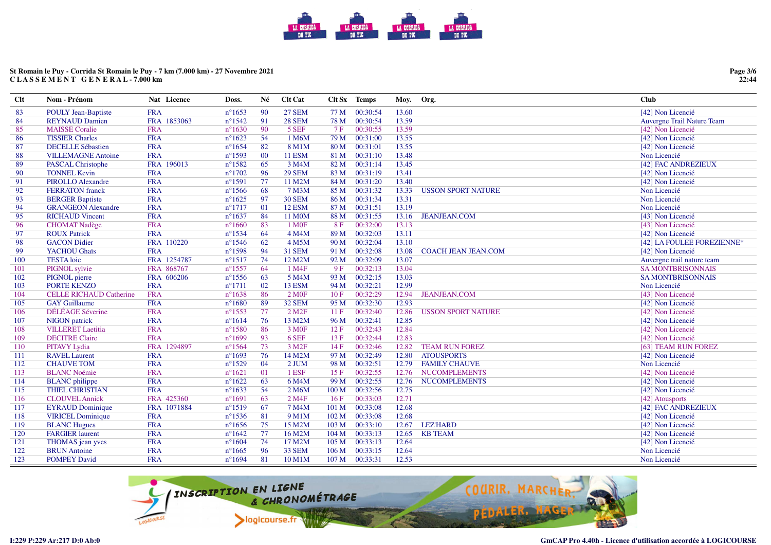St Romain le Puy - Corrida St Romain le Puy - 7 km (7.000 km) - 27 Novembre 2021

CLASSEMENT GENERAL - 7.000 km

| Clt | Nom - Prénom | Nat | Licence | Doss. | Né | Clt Cat | Clt Sx | Temps | Moy. | Org. | Club |
|---|---|---|---|---|---|---|---|---|---|---|---|
| 83 | POULY Jean-Baptiste | FRA | | n°1653 | 90 | 27 SEM | 77 M | 00:30:54 | 13.60 | | [42] Non Licencié |
| 84 | REYNAUD Damien | FRA | 1853063 | n°1542 | 91 | 28 SEM | 78 M | 00:30:54 | 13.59 | | Auvergne Trail Nature Team |
| 85 | MAISSE Coralie | FRA | | n°1630 | 90 | 5 SEF | 7 F | 00:30:55 | 13.59 | | [42] Non Licencié |
| 86 | TISSIER Charles | FRA | | n°1623 | 54 | 1 M6M | 79 M | 00:31:00 | 13.55 | | [42] Non Licencié |
| 87 | DECELLE Sébastien | FRA | | n°1654 | 82 | 8 M1M | 80 M | 00:31:01 | 13.55 | | [42] Non Licencié |
| 88 | VILLEMAGNE Antoine | FRA | | n°1593 | 00 | 11 ESM | 81 M | 00:31:10 | 13.48 | | Non Licencié |
| 89 | PASCAL Christophe | FRA | 196013 | n°1582 | 65 | 3 M4M | 82 M | 00:31:14 | 13.45 | | [42] FAC ANDREZIEUX |
| 90 | TONNEL Kevin | FRA | | n°1702 | 96 | 29 SEM | 83 M | 00:31:19 | 13.41 | | [42] Non Licencié |
| 91 | PIROLLO Alexandre | FRA | | n°1591 | 77 | 11 M2M | 84 M | 00:31:20 | 13.40 | | [42] Non Licencié |
| 92 | FERRATON franck | FRA | | n°1566 | 68 | 7 M3M | 85 M | 00:31:32 | 13.33 | USSON SPORT NATURE | Non Licencié |
| 93 | BERGER Baptiste | FRA | | n°1625 | 97 | 30 SEM | 86 M | 00:31:34 | 13.31 | | Non Licencié |
| 94 | GRANGEON Alexandre | FRA | | n°1717 | 01 | 12 ESM | 87 M | 00:31:51 | 13.19 | | Non Licencié |
| 95 | RICHAUD Vincent | FRA | | n°1637 | 84 | 11 M0M | 88 M | 00:31:55 | 13.16 | JEANJEAN.COM | [43] Non Licencié |
| 96 | CHOMAT Nadège | FRA | | n°1660 | 83 | 1 M0F | 8 F | 00:32:00 | 13.13 | | [43] Non Licencié |
| 97 | ROUX Patrick | FRA | | n°1534 | 64 | 4 M4M | 89 M | 00:32:03 | 13.11 | | [42] Non Licencié |
| 98 | GACON Didier | FRA | 110220 | n°1546 | 62 | 4 M5M | 90 M | 00:32:04 | 13.10 | | [42] LA FOULEE FOREZIENNE* |
| 99 | YACHOU Ghaïs | FRA | | n°1598 | 94 | 31 SEM | 91 M | 00:32:08 | 13.08 | COACH JEAN JEAN.COM | [42] Non Licencié |
| 100 | TESTA loic | FRA | 1254787 | n°1517 | 74 | 12 M2M | 92 M | 00:32:09 | 13.07 | | Auvergne trail nature team |
| 101 | PIGNOL sylvie | FRA | 868767 | n°1557 | 64 | 1 M4F | 9 F | 00:32:13 | 13.04 | | SA MONTBRISONNAIS |
| 102 | PIGNOL pierre | FRA | 606206 | n°1556 | 63 | 5 M4M | 93 M | 00:32:15 | 13.03 | | SA MONTBRISONNAIS |
| 103 | PORTE KENZO | FRA | | n°1711 | 02 | 13 ESM | 94 M | 00:32:21 | 12.99 | | Non Licencié |
| 104 | CELLE RICHAUD Catherine | FRA | | n°1638 | 86 | 2 M0F | 10 F | 00:32:29 | 12.94 | JEANJEAN.COM | [43] Non Licencié |
| 105 | GAY Guillaume | FRA | | n°1680 | 89 | 32 SEM | 95 M | 00:32:30 | 12.93 | | [42] Non Licencié |
| 106 | DÉLÉAGE Séverine | FRA | | n°1553 | 77 | 2 M2F | 11 F | 00:32:40 | 12.86 | USSON SPORT NATURE | [42] Non Licencié |
| 107 | NIGON patrick | FRA | | n°1614 | 76 | 13 M2M | 96 M | 00:32:41 | 12.85 | | [42] Non Licencié |
| 108 | VILLERET Laetitia | FRA | | n°1580 | 86 | 3 M0F | 12 F | 00:32:43 | 12.84 | | [42] Non Licencié |
| 109 | DECITRE Claire | FRA | | n°1699 | 93 | 6 SEF | 13 F | 00:32:44 | 12.83 | | [42] Non Licencié |
| 110 | PITAVY Lydia | FRA | 1294897 | n°1564 | 73 | 3 M2F | 14 F | 00:32:46 | 12.82 | TEAM RUN FOREZ | [63] TEAM RUN FOREZ |
| 111 | RAVEL Laurent | FRA | | n°1693 | 76 | 14 M2M | 97 M | 00:32:49 | 12.80 | ATOUSPORTS | [42] Non Licencié |
| 112 | CHAUVE TOM | FRA | | n°1529 | 04 | 2 JUM | 98 M | 00:32:51 | 12.79 | FAMILY CHAUVE | Non Licencié |
| 113 | BLANC Noémie | FRA | | n°1621 | 01 | 1 ESF | 15 F | 00:32:55 | 12.76 | NUCOMPLEMENTS | [42] Non Licencié |
| 114 | BLANC philippe | FRA | | n°1622 | 63 | 6 M4M | 99 M | 00:32:55 | 12.76 | NUCOMPLEMENTS | [42] Non Licencié |
| 115 | THIEL CHRISTIAN | FRA | | n°1633 | 54 | 2 M6M | 100 M | 00:32:56 | 12.75 | | [42] Non Licencié |
| 116 | CLOUVEL Annick | FRA | 425360 | n°1691 | 63 | 2 M4F | 16 F | 00:33:03 | 12.71 | | [42] Atousports |
| 117 | EYRAUD Dominique | FRA | 1071884 | n°1519 | 67 | 7 M4M | 101 M | 00:33:08 | 12.68 | | [42] FAC ANDREZIEUX |
| 118 | VIRICEL Dominique | FRA | | n°1536 | 81 | 9 M1M | 102 M | 00:33:08 | 12.68 | | [42] Non Licencié |
| 119 | BLANC Hugues | FRA | | n°1656 | 75 | 15 M2M | 103 M | 00:33:10 | 12.67 | LEZ'HARD | [42] Non Licencié |
| 120 | FARGIER laurent | FRA | | n°1642 | 77 | 16 M2M | 104 M | 00:33:13 | 12.65 | KB TEAM | [42] Non Licencié |
| 121 | THOMAS jean yves | FRA | | n°1604 | 74 | 17 M2M | 105 M | 00:33:13 | 12.64 | | [42] Non Licencié |
| 122 | BRUN Antoine | FRA | | n°1665 | 96 | 33 SEM | 106 M | 00:33:15 | 12.64 | | Non Licencié |
| 123 | POMPEY David | FRA | | n°1694 | 81 | 10 M1M | 107 M | 00:33:31 | 12.53 | | Non Licencié |

I:229 P:229 Ar:217 D:0 Ab:0

GmCAP Pro 4.40h - Licence d'utilisation accordée à LOGICOURSE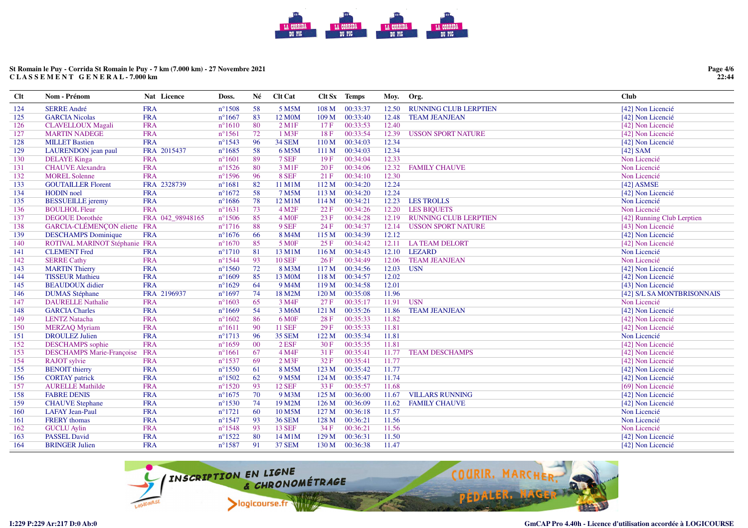St Romain le Puy - Corrida St Romain le Puy - 7 km (7.000 km) - 27 Novembre 2021
**C L A S S E M E N T   G E N E R A L - 7.000 km**

| Clt | Nom - Prénom | Nat | Licence | Doss. | Né | Clt Cat | Clt Sx | Temps | Moy. | Org. | Club |
|---|---|---|---|---|---|---|---|---|---|---|---|
| 124 | SERRE André | FRA | | n°1508 | 58 | 5 M5M | 108 M | 00:33:37 | 12.50 | RUNNING CLUB LERPTIEN | [42] Non Licencié |
| 125 | GARCIA Nicolas | FRA | | n°1667 | 83 | 12 M0M | 109 M | 00:33:40 | 12.48 | TEAM JEANJEAN | [42] Non Licencié |
| 126 | CLAVELLOUX Magali | FRA | | n°1610 | 80 | 2 M1F | 17 F | 00:33:53 | 12.40 | | [42] Non Licencié |
| 127 | MARTIN NADEGE | FRA | | n°1561 | 72 | 1 M3F | 18 F | 00:33:54 | 12.39 | USSON SPORT NATURE | [42] Non Licencié |
| 128 | MILLET Bastien | FRA | | n°1543 | 96 | 34 SEM | 110 M | 00:34:03 | 12.34 | | [42] Non Licencié |
| 129 | LAURENDON jean paul | FRA | 2015437 | n°1685 | 58 | 6 M5M | 111 M | 00:34:03 | 12.34 | | [42] SAM |
| 130 | DELAYE Kinga | FRA | | n°1601 | 89 | 7 SEF | 19 F | 00:34:04 | 12.33 | | Non Licencié |
| 131 | CHAUVE Alexandra | FRA | | n°1526 | 80 | 3 M1F | 20 F | 00:34:06 | 12.32 | FAMILY CHAUVE | Non Licencié |
| 132 | MOREL Solenne | FRA | | n°1596 | 96 | 8 SEF | 21 F | 00:34:10 | 12.30 | | Non Licencié |
| 133 | GOUTAILLER Florent | FRA | 2328739 | n°1681 | 82 | 11 M1M | 112 M | 00:34:20 | 12.24 | | [42] ASMSE |
| 134 | HODIN noel | FRA | | n°1672 | 58 | 7 M5M | 113 M | 00:34:20 | 12.24 | | [42] Non Licencié |
| 135 | BESSUEILLE jeremy | FRA | | n°1686 | 78 | 12 M1M | 114 M | 00:34:21 | 12.23 | LES TROLLS | Non Licencié |
| 136 | BOULHOL Fleur | FRA | | n°1631 | 73 | 4 M2F | 22 F | 00:34:26 | 12.20 | LES BIQUETS | Non Licencié |
| 137 | DEGOUE Dorothée | FRA | 042_98948165 | n°1506 | 85 | 4 M0F | 23 F | 00:34:28 | 12.19 | RUNNING CLUB LERPTIEN | [42] Running Club Lerptien |
| 138 | GARCIA-CLÉMENÇON eliette | FRA | | n°1716 | 88 | 9 SEF | 24 F | 00:34:37 | 12.14 | USSON SPORT NATURE | [43] Non Licencié |
| 139 | DESCHAMPS Dominique | FRA | | n°1676 | 66 | 8 M4M | 115 M | 00:34:39 | 12.12 | | [42] Non Licencié |
| 140 | ROTIVAL MARINOT Stéphanie | FRA | | n°1670 | 85 | 5 M0F | 25 F | 00:34:42 | 12.11 | LA TEAM DELORT | [42] Non Licencié |
| 141 | CLEMENT Fred | FRA | | n°1710 | 81 | 13 M1M | 116 M | 00:34:43 | 12.10 | LEZARD | Non Licencié |
| 142 | SERRE Cathy | FRA | | n°1544 | 93 | 10 SEF | 26 F | 00:34:49 | 12.06 | TEAM JEANJEAN | Non Licencié |
| 143 | MARTIN Thierry | FRA | | n°1560 | 72 | 8 M3M | 117 M | 00:34:56 | 12.03 | USN | [42] Non Licencié |
| 144 | TISSEUR Mathieu | FRA | | n°1609 | 85 | 13 M0M | 118 M | 00:34:57 | 12.02 | | [42] Non Licencié |
| 145 | BEAUDOUX didier | FRA | | n°1629 | 64 | 9 M4M | 119 M | 00:34:58 | 12.01 | | [43] Non Licencié |
| 146 | DUMAS Stéphane | FRA | 2196937 | n°1697 | 74 | 18 M2M | 120 M | 00:35:08 | 11.96 | | [42] S/L SA MONTBRISONNAIS |
| 147 | DAURELLE Nathalie | FRA | | n°1603 | 65 | 3 M4F | 27 F | 00:35:17 | 11.91 | USN | Non Licencié |
| 148 | GARCIA Charles | FRA | | n°1669 | 54 | 3 M6M | 121 M | 00:35:26 | 11.86 | TEAM JEANJEAN | [42] Non Licencié |
| 149 | LENTZ Natacha | FRA | | n°1602 | 86 | 6 M0F | 28 F | 00:35:33 | 11.82 | | [42] Non Licencié |
| 150 | MERZAQ Myriam | FRA | | n°1611 | 90 | 11 SEF | 29 F | 00:35:33 | 11.81 | | [42] Non Licencié |
| 151 | DROULEZ Julien | FRA | | n°1713 | 96 | 35 SEM | 122 M | 00:35:34 | 11.81 | | Non Licencié |
| 152 | DESCHAMPS sophie | FRA | | n°1659 | 00 | 2 ESF | 30 F | 00:35:35 | 11.81 | | [42] Non Licencié |
| 153 | DESCHAMPS Marie-Françoise | FRA | | n°1661 | 67 | 4 M4F | 31 F | 00:35:41 | 11.77 | TEAM DESCHAMPS | [42] Non Licencié |
| 154 | RAJOT sylvie | FRA | | n°1537 | 69 | 2 M3F | 32 F | 00:35:41 | 11.77 | | [42] Non Licencié |
| 155 | BENOIT thierry | FRA | | n°1550 | 61 | 8 M5M | 123 M | 00:35:42 | 11.77 | | [42] Non Licencié |
| 156 | CORTAY patrick | FRA | | n°1502 | 62 | 9 M5M | 124 M | 00:35:47 | 11.74 | | [42] Non Licencié |
| 157 | AURELLE Mathilde | FRA | | n°1520 | 93 | 12 SEF | 33 F | 00:35:57 | 11.68 | | [69] Non Licencié |
| 158 | FABRE DENIS | FRA | | n°1675 | 70 | 9 M3M | 125 M | 00:36:00 | 11.67 | VILLARS RUNNING | [42] Non Licencié |
| 159 | CHAUVE Stephane | FRA | | n°1530 | 74 | 19 M2M | 126 M | 00:36:09 | 11.62 | FAMILY CHAUVE | [42] Non Licencié |
| 160 | LAFAY Jean-Paul | FRA | | n°1721 | 60 | 10 M5M | 127 M | 00:36:18 | 11.57 | | Non Licencié |
| 161 | FRERY thomas | FRA | | n°1547 | 93 | 36 SEM | 128 M | 00:36:21 | 11.56 | | Non Licencié |
| 162 | GUCLU Aylin | FRA | | n°1548 | 93 | 13 SEF | 34 F | 00:36:21 | 11.56 | | Non Licencié |
| 163 | PASSEL David | FRA | | n°1522 | 80 | 14 M1M | 129 M | 00:36:31 | 11.50 | | [42] Non Licencié |
| 164 | BRINGER Julien | FRA | | n°1587 | 91 | 37 SEM | 130 M | 00:36:38 | 11.47 | | [42] Non Licencié |

I:229 P:229 Ar:217 D:0 Ab:0

GmCAP Pro 4.40h - Licence d'utilisation accordée à LOGICOURSE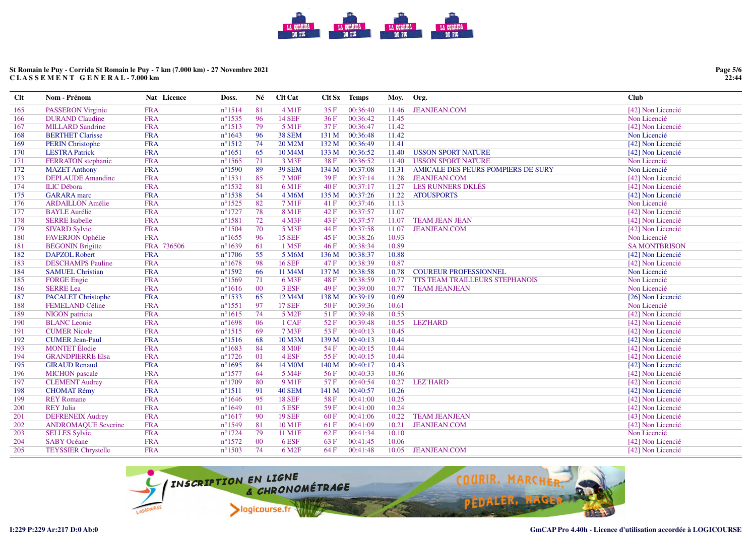St Romain le Puy - Corrida St Romain le Puy - 7 km (7.000 km) - 27 Novembre 2021
C L A S S E M E N T   G E N E R A L - 7.000 km

| Clt | Nom - Prénom | Nat | Licence | Doss. | Né | Clt Cat | Clt Sx | Temps | Moy. | Org. | Club |
|---|---|---|---|---|---|---|---|---|---|---|---|
| 165 | PASSERON Virginie | FRA | | n°1514 | 81 | 4 M1F | 35 F | 00:36:40 | 11.46 | JEANJEAN.COM | [42] Non Licencié |
| 166 | DURAND Claudine | FRA | | n°1535 | 96 | 14 SEF | 36 F | 00:36:42 | 11.45 | | Non Licencié |
| 167 | MILLARD Sandrine | FRA | | n°1513 | 79 | 5 M1F | 37 F | 00:36:47 | 11.42 | | [42] Non Licencié |
| 168 | BERTHET Clarisse | FRA | | n°1643 | 96 | 38 SEM | 131 M | 00:36:48 | 11.42 | | Non Licencié |
| 169 | PERIN Christophe | FRA | | n°1512 | 74 | 20 M2M | 132 M | 00:36:49 | 11.41 | | [42] Non Licencié |
| 170 | LESTRA Patrick | FRA | | n°1651 | 65 | 10 M4M | 133 M | 00:36:52 | 11.40 | USSON SPORT NATURE | [42] Non Licencié |
| 171 | FERRATON stephanie | FRA | | n°1565 | 71 | 3 M3F | 38 F | 00:36:52 | 11.40 | USSON SPORT NATURE | Non Licencié |
| 172 | MAZET Anthony | FRA | | n°1590 | 89 | 39 SEM | 134 M | 00:37:08 | 11.31 | AMICALE DES PEURS POMPIERS DE SURY | Non Licencié |
| 173 | DEPLAUDE Amandine | FRA | | n°1531 | 85 | 7 M0F | 39 F | 00:37:14 | 11.28 | JEANJEAN.COM | [42] Non Licencié |
| 174 | ILIC Débora | FRA | | n°1532 | 81 | 6 M1F | 40 F | 00:37:17 | 11.27 | LES RUNNERS DKLÉS | [42] Non Licencié |
| 175 | GARARA marc | FRA | | n°1538 | 54 | 4 M6M | 135 M | 00:37:26 | 11.22 | ATOUSPORTS | [42] Non Licencié |
| 176 | ARDAILLON Amélie | FRA | | n°1525 | 82 | 7 M1F | 41 F | 00:37:46 | 11.13 | | Non Licencié |
| 177 | BAYLE Aurélie | FRA | | n°1727 | 78 | 8 M1F | 42 F | 00:37:57 | 11.07 | | [42] Non Licencié |
| 178 | SERRE Isabelle | FRA | | n°1581 | 72 | 4 M3F | 43 F | 00:37:57 | 11.07 | TEAM JEAN JEAN | [42] Non Licencié |
| 179 | SIVARD Sylvie | FRA | | n°1504 | 70 | 5 M3F | 44 F | 00:37:58 | 11.07 | JEANJEAN.COM | [42] Non Licencié |
| 180 | FAVERJON Ophélie | FRA | | n°1655 | 96 | 15 SEF | 45 F | 00:38:26 | 10.93 | | Non Licencié |
| 181 | BEGONIN Brigitte | FRA | 736506 | n°1639 | 61 | 1 M5F | 46 F | 00:38:34 | 10.89 | | SA MONTBRISON |
| 182 | DAPZOL Robert | FRA | | n°1706 | 55 | 5 M6M | 136 M | 00:38:37 | 10.88 | | [42] Non Licencié |
| 183 | DESCHAMPS Pauline | FRA | | n°1678 | 98 | 16 SEF | 47 F | 00:38:39 | 10.87 | | [42] Non Licencié |
| 184 | SAMUEL Christian | FRA | | n°1592 | 66 | 11 M4M | 137 M | 00:38:58 | 10.78 | COUREUR PROFESSIONNEL | Non Licencié |
| 185 | FORGE Engie | FRA | | n°1569 | 71 | 6 M3F | 48 F | 00:38:59 | 10.77 | TTS TEAM TRAILLEURS STEPHANOIS | Non Licencié |
| 186 | SERRE Lea | FRA | | n°1616 | 00 | 3 ESF | 49 F | 00:39:00 | 10.77 | TEAM JEANJEAN | Non Licencié |
| 187 | PACALET Christophe | FRA | | n°1533 | 65 | 12 M4M | 138 M | 00:39:19 | 10.69 | | [26] Non Licencié |
| 188 | FEMELAND Céline | FRA | | n°1551 | 97 | 17 SEF | 50 F | 00:39:36 | 10.61 | | Non Licencié |
| 189 | NIGON patricia | FRA | | n°1615 | 74 | 5 M2F | 51 F | 00:39:48 | 10.55 | | [42] Non Licencié |
| 190 | BLANC Leonie | FRA | | n°1698 | 06 | 1 CAF | 52 F | 00:39:48 | 10.55 | LEZ'HARD | [42] Non Licencié |
| 191 | CUMER Nicole | FRA | | n°1515 | 69 | 7 M3F | 53 F | 00:40:13 | 10.45 | | [42] Non Licencié |
| 192 | CUMER Jean-Paul | FRA | | n°1516 | 68 | 10 M3M | 139 M | 00:40:13 | 10.44 | | [42] Non Licencié |
| 193 | MONTET Élodie | FRA | | n°1683 | 84 | 8 M0F | 54 F | 00:40:15 | 10.44 | | [42] Non Licencié |
| 194 | GRANDPIERRE Elsa | FRA | | n°1726 | 01 | 4 ESF | 55 F | 00:40:15 | 10.44 | | [42] Non Licencié |
| 195 | GIRAUD Renaud | FRA | | n°1695 | 84 | 14 M0M | 140 M | 00:40:17 | 10.43 | | [42] Non Licencié |
| 196 | MICHON pascale | FRA | | n°1577 | 64 | 5 M4F | 56 F | 00:40:33 | 10.36 | | [42] Non Licencié |
| 197 | CLEMENT Audrey | FRA | | n°1709 | 80 | 9 M1F | 57 F | 00:40:54 | 10.27 | LEZ'HARD | [42] Non Licencié |
| 198 | CHOMAT Rémy | FRA | | n°1511 | 91 | 40 SEM | 141 M | 00:40:57 | 10.26 | | [42] Non Licencié |
| 199 | REY Romane | FRA | | n°1646 | 95 | 18 SEF | 58 F | 00:41:00 | 10.25 | | [42] Non Licencié |
| 200 | REY Julia | FRA | | n°1649 | 01 | 5 ESF | 59 F | 00:41:00 | 10.24 | | [42] Non Licencié |
| 201 | DEFRENEIX Audrey | FRA | | n°1617 | 90 | 19 SEF | 60 F | 00:41:06 | 10.22 | TEAM JEANJEAN | [43] Non Licencié |
| 202 | ANDROMAQUE Severine | FRA | | n°1549 | 81 | 10 M1F | 61 F | 00:41:09 | 10.21 | JEANJEAN.COM | [42] Non Licencié |
| 203 | SELLES Sylvie | FRA | | n°1724 | 79 | 11 M1F | 62 F | 00:41:34 | 10.10 | | Non Licencié |
| 204 | SABY Océane | FRA | | n°1572 | 00 | 6 ESF | 63 F | 00:41:45 | 10.06 | | [42] Non Licencié |
| 205 | TEYSSIER Chrystelle | FRA | | n°1503 | 74 | 6 M2F | 64 F | 00:41:48 | 10.05 | JEANJEAN.COM | [42] Non Licencié |

I:229 P:229 Ar:217 D:0 Ab:0

GmCAP Pro 4.40h - Licence d'utilisation accordée à LOGICOURSE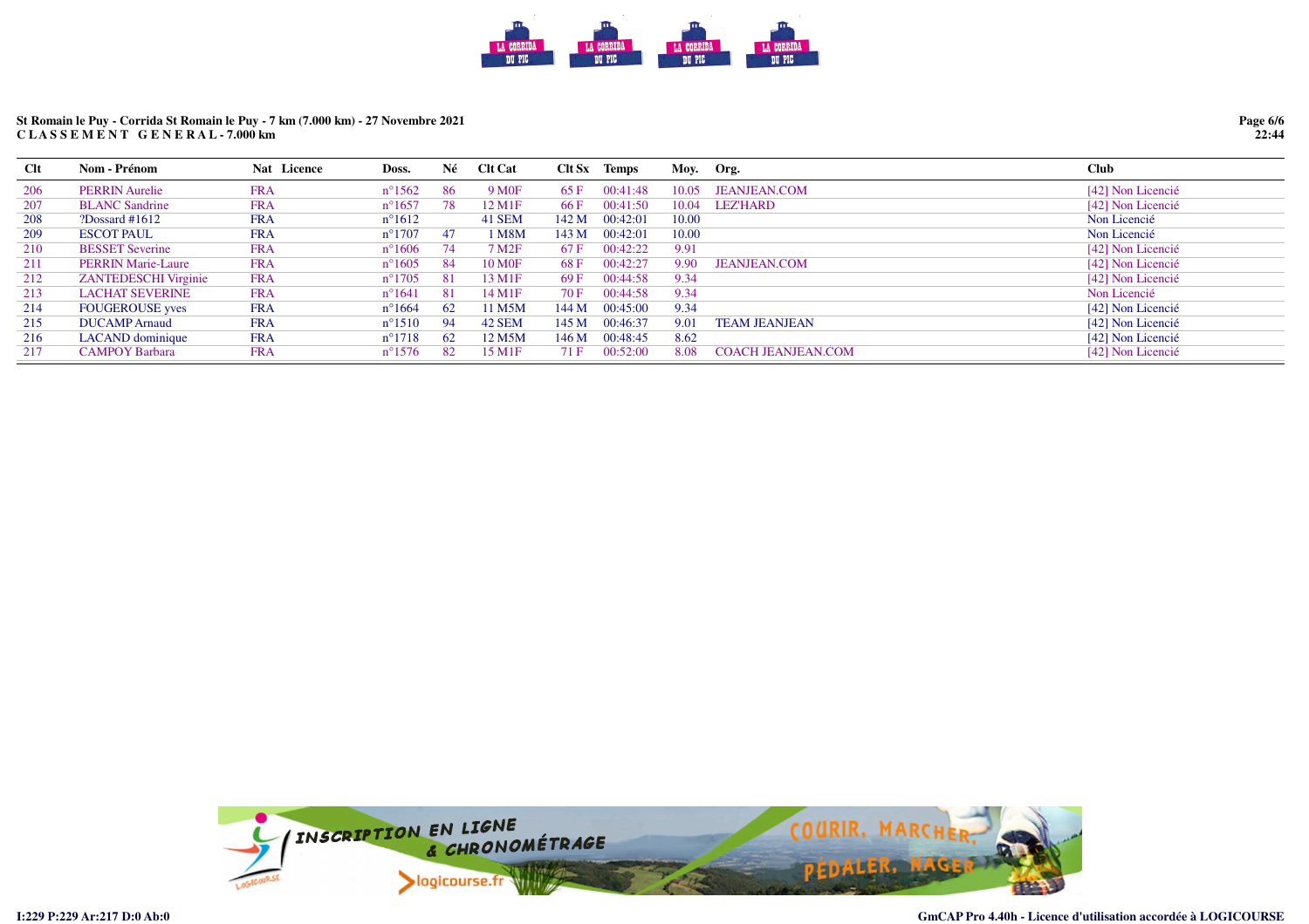**St Romain le Puy - Corrida St Romain le Puy - 7 km (7.000 km) - 27 Novembre 2021**
**C L A S S E M E N T G E N E R A L - 7.000 km**

| Clt | Nom - Prénom | Nat | Licence | Doss. | Né | Clt Cat | Clt Sx | Temps | Moy. | Org. | Club |
|---|---|---|---|---|---|---|---|---|---|---|---|
| 206 | PERRIN Aurelie | FRA | | n°1562 | 86 | 9 M0F | 65 F | 00:41:48 | 10.05 | JEANJEAN.COM | [42] Non Licencié |
| 207 | BLANC Sandrine | FRA | | n°1657 | 78 | 12 M1F | 66 F | 00:41:50 | 10.04 | LEZ'HARD | [42] Non Licencié |
| 208 | ?Dossard #1612 | FRA | | n°1612 | | 41 SEM | 142 M | 00:42:01 | 10.00 | | Non Licencié |
| 209 | ESCOT PAUL | FRA | | n°1707 | 47 | 1 M8M | 143 M | 00:42:01 | 10.00 | | Non Licencié |
| 210 | BESSET Severine | FRA | | n°1606 | 74 | 7 M2F | 67 F | 00:42:22 | 9.91 | | [42] Non Licencié |
| 211 | PERRIN Marie-Laure | FRA | | n°1605 | 84 | 10 M0F | 68 F | 00:42:27 | 9.90 | JEANJEAN.COM | [42] Non Licencié |
| 212 | ZANTEDESCHI Virginie | FRA | | n°1705 | 81 | 13 M1F | 69 F | 00:44:58 | 9.34 | | [42] Non Licencié |
| 213 | LACHAT SEVERINE | FRA | | n°1641 | 81 | 14 M1F | 70 F | 00:44:58 | 9.34 | | Non Licencié |
| 214 | FOUGEROUSE yves | FRA | | n°1664 | 62 | 11 M5M | 144 M | 00:45:00 | 9.34 | | [42] Non Licencié |
| 215 | DUCAMP Arnaud | FRA | | n°1510 | 94 | 42 SEM | 145 M | 00:46:37 | 9.01 | TEAM JEANJEAN | [42] Non Licencié |
| 216 | LACAND dominique | FRA | | n°1718 | 62 | 12 M5M | 146 M | 00:48:45 | 8.62 | | [42] Non Licencié |
| 217 | CAMPOY Barbara | FRA | | n°1576 | 82 | 15 M1F | 71 F | 00:52:00 | 8.08 | COACH JEANJEAN.COM | [42] Non Licencié |

I:229 P:229 Ar:217 D:0 Ab:0

GmCAP Pro 4.40h - Licence d'utilisation accordée à LOGICOURSE